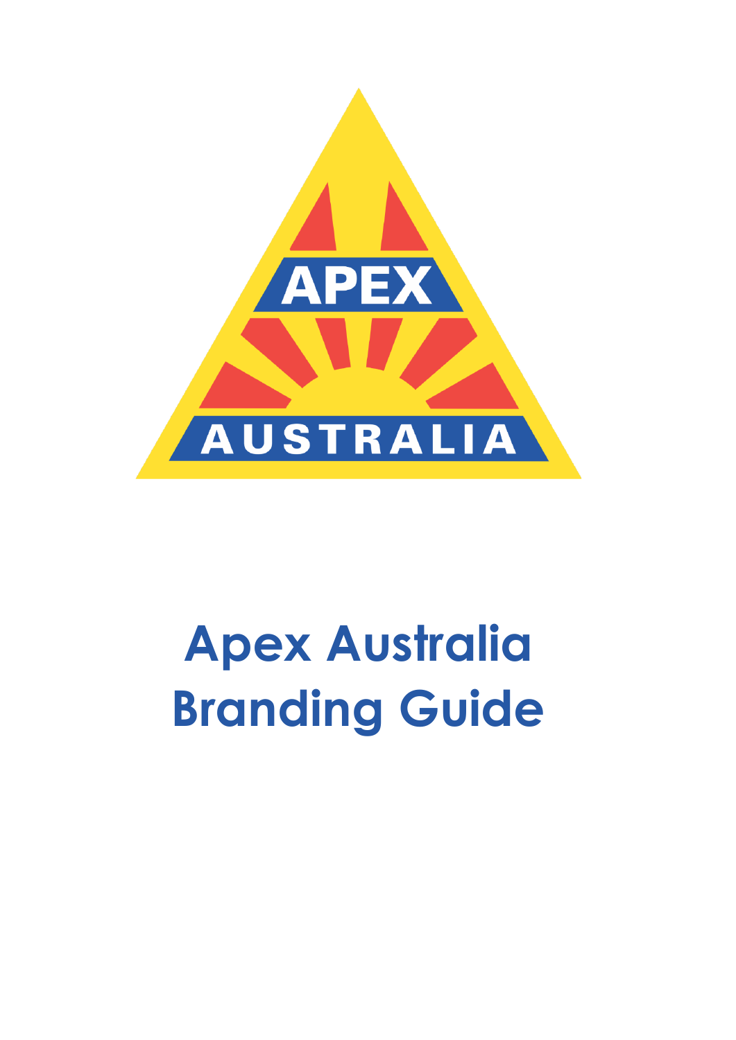# Apex Australia Branding Guide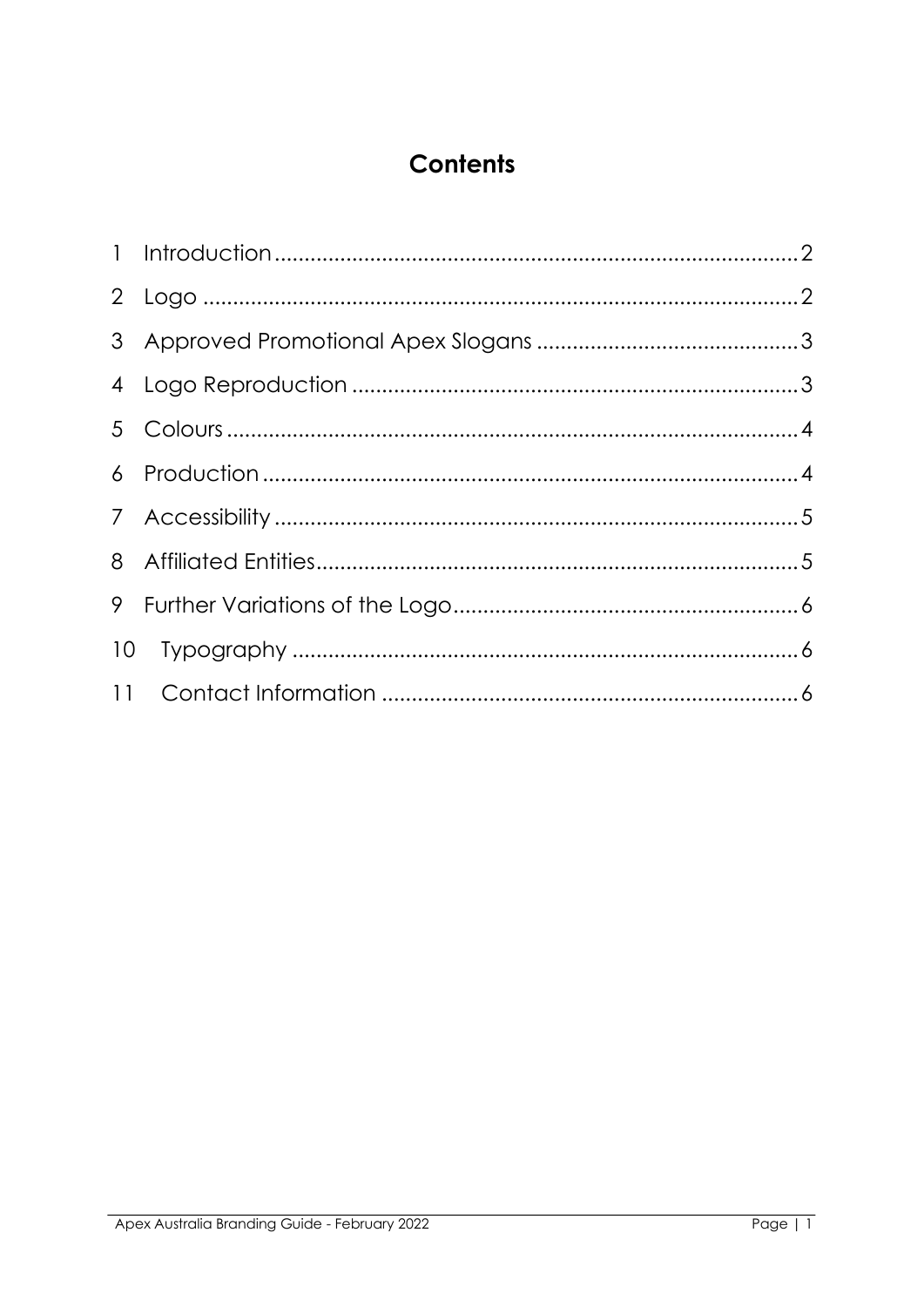# Contents

1 Introduction .......... 2
2 Logo .......... 2
3 Approved Promotional Apex Slogans .......... 3
4 Logo Reproduction .......... 3
5 Colours .......... 4
6 Production .......... 4
7 Accessibility .......... 5
8 Affiliated Entities .......... 5
9 Further Variations of the Logo .......... 6
10 Typography .......... 6
11 Contact Information .......... 6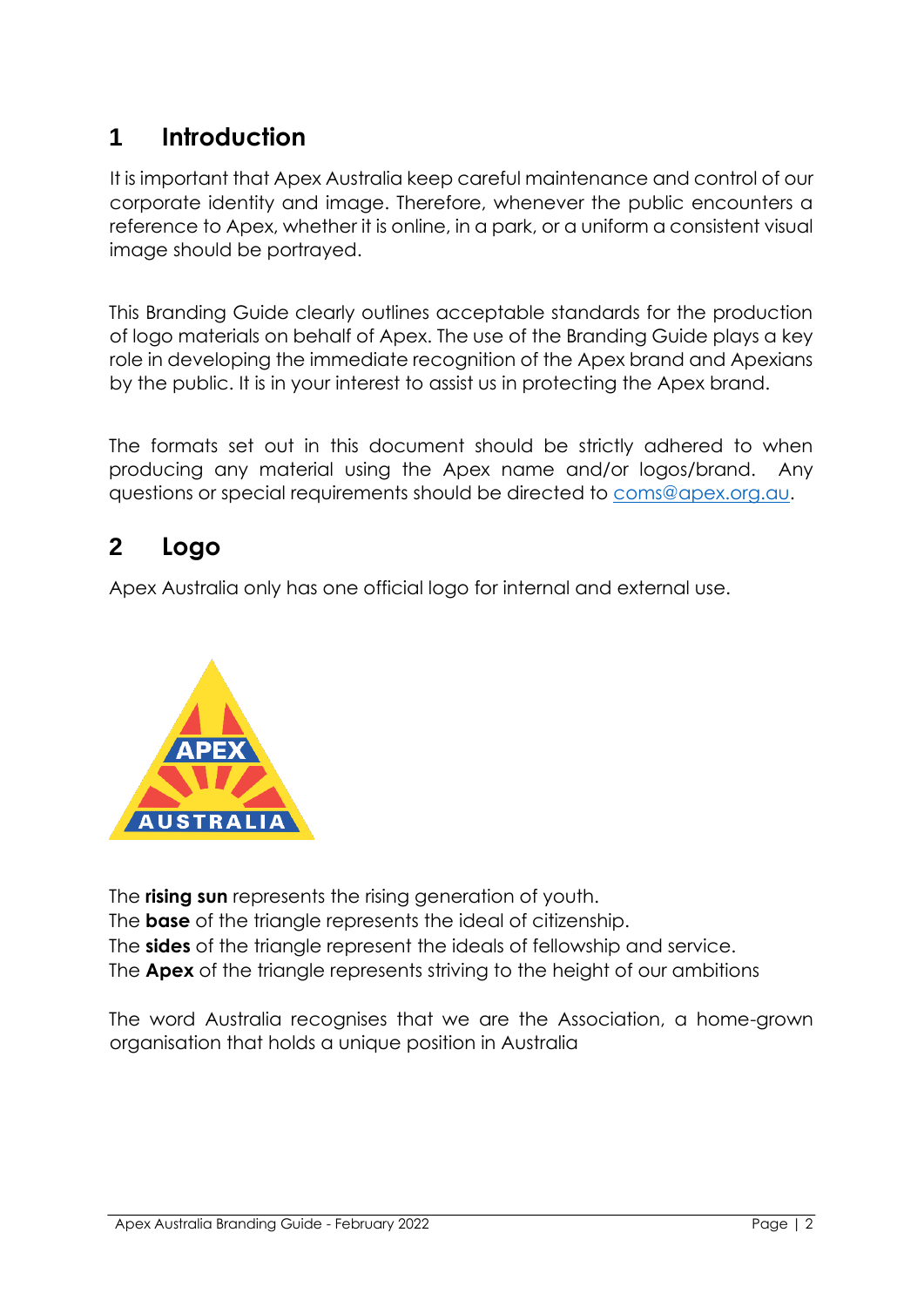# 1 Introduction

It is important that Apex Australia keep careful maintenance and control of our corporate identity and image. Therefore, whenever the public encounters a reference to Apex, whether it is online, in a park, or a uniform a consistent visual image should be portrayed.

This Branding Guide clearly outlines acceptable standards for the production of logo materials on behalf of Apex. The use of the Branding Guide plays a key role in developing the immediate recognition of the Apex brand and Apexians by the public. It is in your interest to assist us in protecting the Apex brand.

The formats set out in this document should be strictly adhered to when producing any material using the Apex name and/or logos/brand. Any questions or special requirements should be directed to coms@apex.org.au.

# 2 Logo

Apex Australia only has one official logo for internal and external use.

The **rising sun** represents the rising generation of youth.
The **base** of the triangle represents the ideal of citizenship.
The **sides** of the triangle represent the ideals of fellowship and service.
The **Apex** of the triangle represents striving to the height of our ambitions

The word Australia recognises that we are the Association, a home-grown organisation that holds a unique position in Australia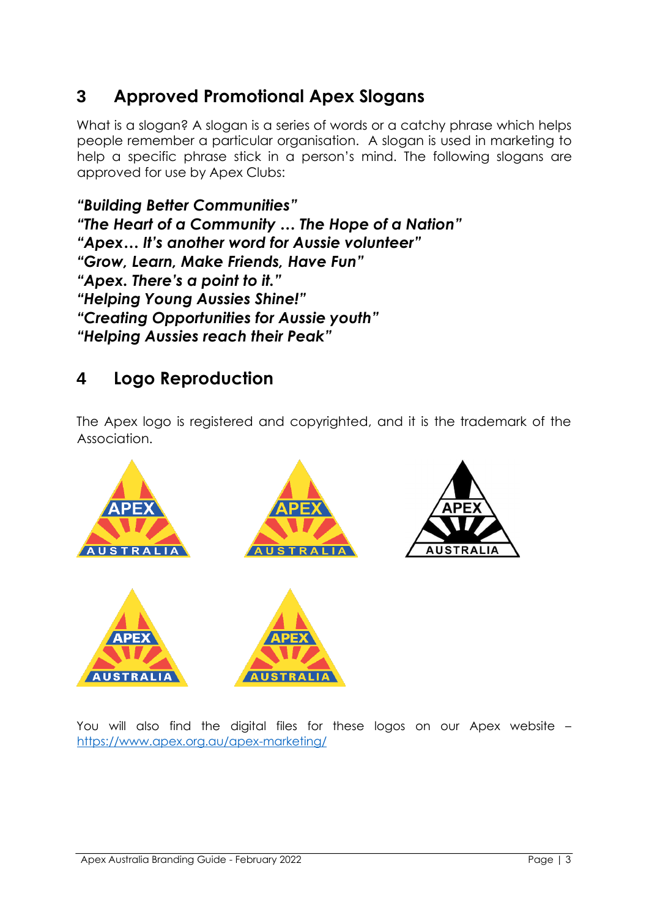## 3 Approved Promotional Apex Slogans

What is a slogan? A slogan is a series of words or a catchy phrase which helps people remember a particular organisation. A slogan is used in marketing to help a specific phrase stick in a person's mind. The following slogans are approved for use by Apex Clubs:

***"Building Better Communities"***
***"The Heart of a Community … The Hope of a Nation"***
***"Apex… It's another word for Aussie volunteer"***
***"Grow, Learn, Make Friends, Have Fun"***
***"Apex. There's a point to it."***
***"Helping Young Aussies Shine!"***
***"Creating Opportunities for Aussie youth"***
***"Helping Aussies reach their Peak"***

## 4 Logo Reproduction

The Apex logo is registered and copyrighted, and it is the trademark of the Association.

You will also find the digital files for these logos on our Apex website – https://www.apex.org.au/apex-marketing/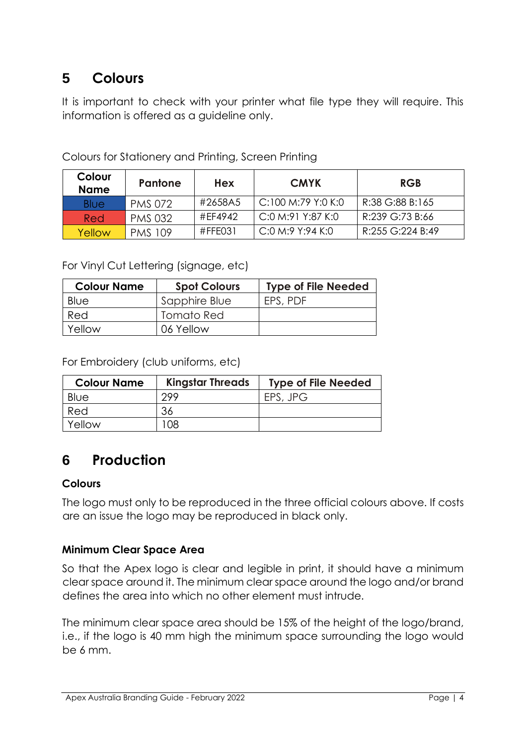## 5 Colours

It is important to check with your printer what file type they will require. This information is offered as a guideline only.

Colours for Stationery and Printing, Screen Printing

| Colour Name | Pantone | Hex | CMYK | RGB |
|---|---|---|---|---|
| Blue | PMS 072 | #2658A5 | C:100 M:79 Y:0 K:0 | R:38 G:88 B:165 |
| Red | PMS 032 | #EF4942 | C:0 M:91 Y:87 K:0 | R:239 G:73 B:66 |
| Yellow | PMS 109 | #FFE031 | C:0 M:9 Y:94 K:0 | R:255 G:224 B:49 |

For Vinyl Cut Lettering (signage, etc)

| Colour Name | Spot Colours | Type of File Needed |
|---|---|---|
| Blue | Sapphire Blue | EPS, PDF |
| Red | Tomato Red | |
| Yellow | 06 Yellow | |

For Embroidery (club uniforms, etc)

| Colour Name | Kingstar Threads | Type of File Needed |
|---|---|---|
| Blue | 299 | EPS, JPG |
| Red | 36 | |
| Yellow | 108 | |

## 6 Production

### Colours

The logo must only to be reproduced in the three official colours above. If costs are an issue the logo may be reproduced in black only.

### Minimum Clear Space Area

So that the Apex logo is clear and legible in print, it should have a minimum clear space around it. The minimum clear space around the logo and/or brand defines the area into which no other element must intrude.

The minimum clear space area should be 15% of the height of the logo/brand, i.e., if the logo is 40 mm high the minimum space surrounding the logo would be 6 mm.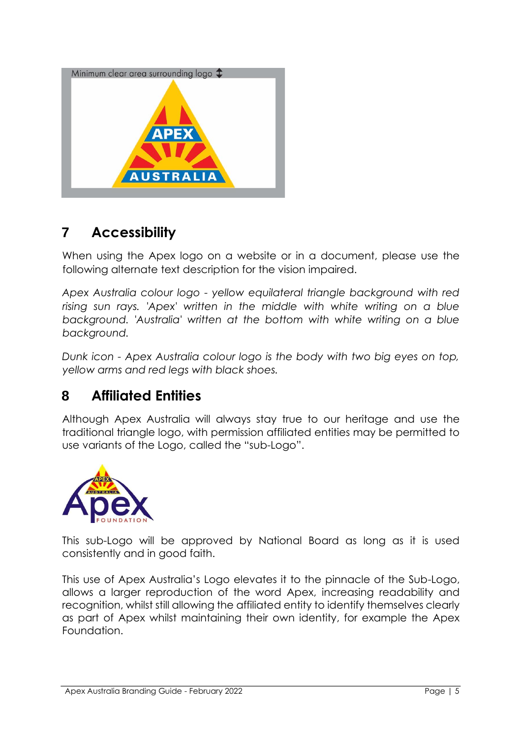## 7 Accessibility

When using the Apex logo on a website or in a document, please use the following alternate text description for the vision impaired.

*Apex Australia colour logo - yellow equilateral triangle background with red rising sun rays. 'Apex' written in the middle with white writing on a blue background. 'Australia' written at the bottom with white writing on a blue background.*

*Dunk icon - Apex Australia colour logo is the body with two big eyes on top, yellow arms and red legs with black shoes.*

## 8 Affiliated Entities

Although Apex Australia will always stay true to our heritage and use the traditional triangle logo, with permission affiliated entities may be permitted to use variants of the Logo, called the "sub-Logo".

This sub-Logo will be approved by National Board as long as it is used consistently and in good faith.

This use of Apex Australia's Logo elevates it to the pinnacle of the Sub-Logo, allows a larger reproduction of the word Apex, increasing readability and recognition, whilst still allowing the affiliated entity to identify themselves clearly as part of Apex whilst maintaining their own identity, for example the Apex Foundation.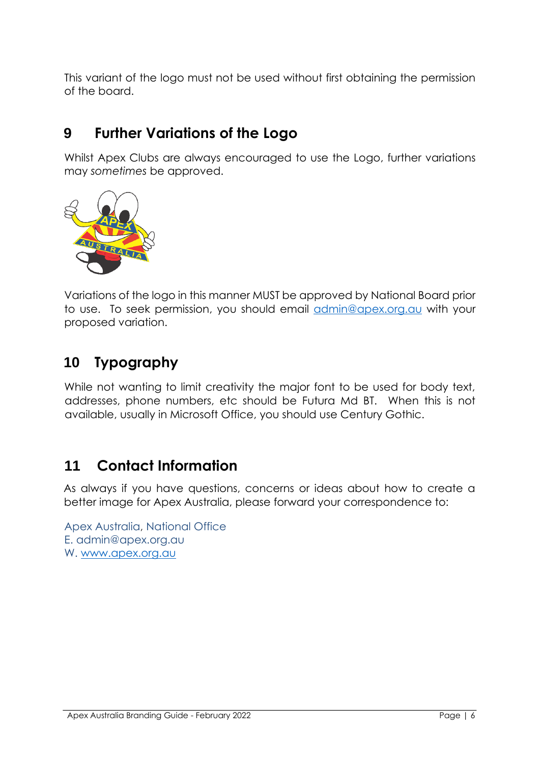This variant of the logo must not be used without first obtaining the permission of the board.

## 9 Further Variations of the Logo

Whilst Apex Clubs are always encouraged to use the Logo, further variations may *sometimes* be approved.

Variations of the logo in this manner MUST be approved by National Board prior to use. To seek permission, you should email admin@apex.org.au with your proposed variation.

## 10 Typography

While not wanting to limit creativity the major font to be used for body text, addresses, phone numbers, etc should be Futura Md BT. When this is not available, usually in Microsoft Office, you should use Century Gothic.

## 11 Contact Information

As always if you have questions, concerns or ideas about how to create a better image for Apex Australia, please forward your correspondence to:

Apex Australia, National Office
E. admin@apex.org.au
W. www.apex.org.au